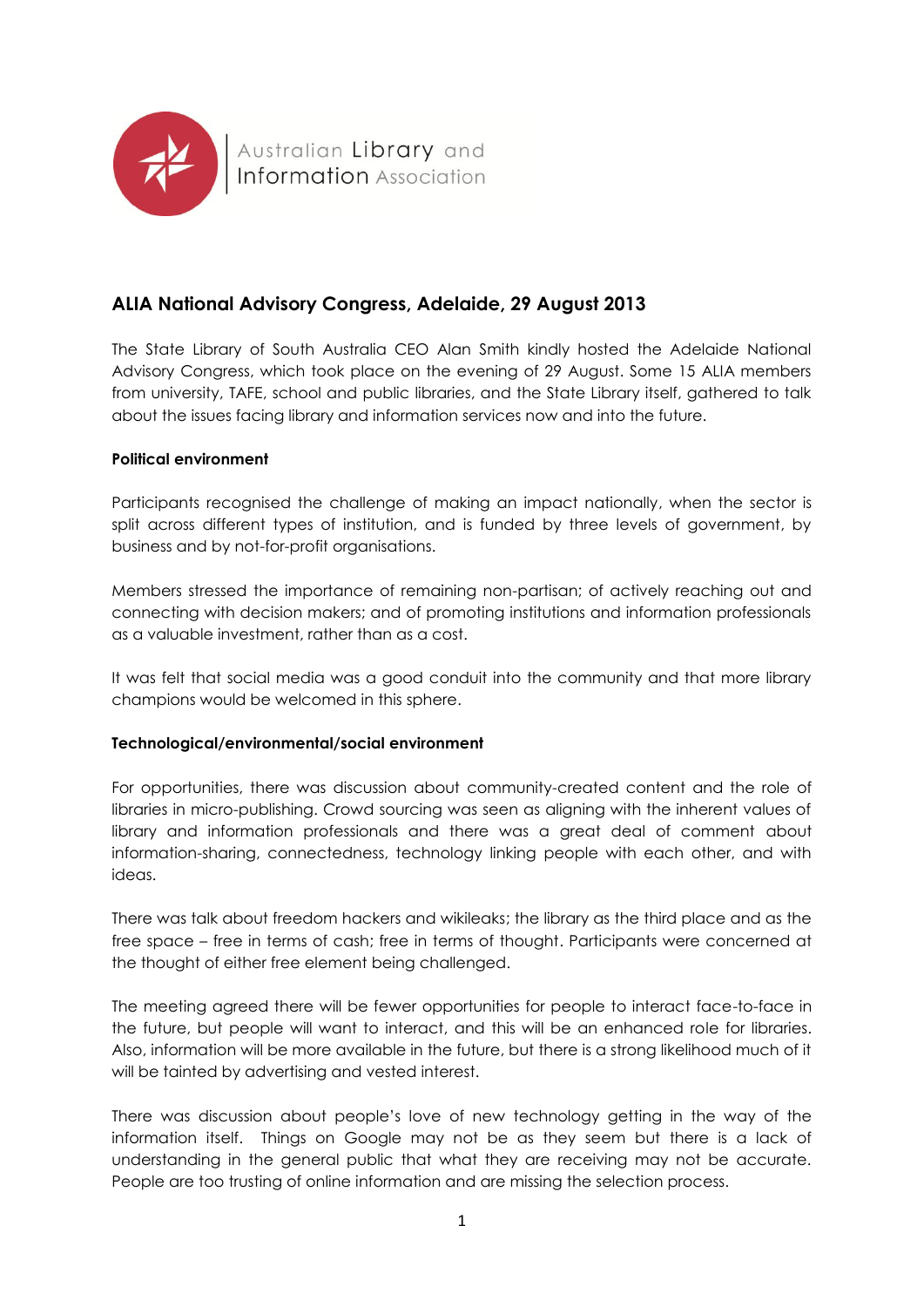Australian Library and Information Association

## ALIA National Advisory Congress, Adelaide, 29 August 2013

The State Library of South Australia CEO Alan Smith kindly hosted the Adelaide National Advisory Congress, which took place on the evening of 29 August. Some 15 ALIA members from university, TAFE, school and public libraries, and the State Library itself, gathered to talk about the issues facing library and information services now and into the future.

**Political environment**

Participants recognised the challenge of making an impact nationally, when the sector is split across different types of institution, and is funded by three levels of government, by business and by not-for-profit organisations.

Members stressed the importance of remaining non-partisan; of actively reaching out and connecting with decision makers; and of promoting institutions and information professionals as a valuable investment, rather than as a cost.

It was felt that social media was a good conduit into the community and that more library champions would be welcomed in this sphere.

**Technological/environmental/social environment**

For opportunities, there was discussion about community-created content and the role of libraries in micro-publishing. Crowd sourcing was seen as aligning with the inherent values of library and information professionals and there was a great deal of comment about information-sharing, connectedness, technology linking people with each other, and with ideas.

There was talk about freedom hackers and wikileaks; the library as the third place and as the free space – free in terms of cash; free in terms of thought. Participants were concerned at the thought of either free element being challenged.

The meeting agreed there will be fewer opportunities for people to interact face-to-face in the future, but people will want to interact, and this will be an enhanced role for libraries. Also, information will be more available in the future, but there is a strong likelihood much of it will be tainted by advertising and vested interest.

There was discussion about people's love of new technology getting in the way of the information itself. Things on Google may not be as they seem but there is a lack of understanding in the general public that what they are receiving may not be accurate. People are too trusting of online information and are missing the selection process.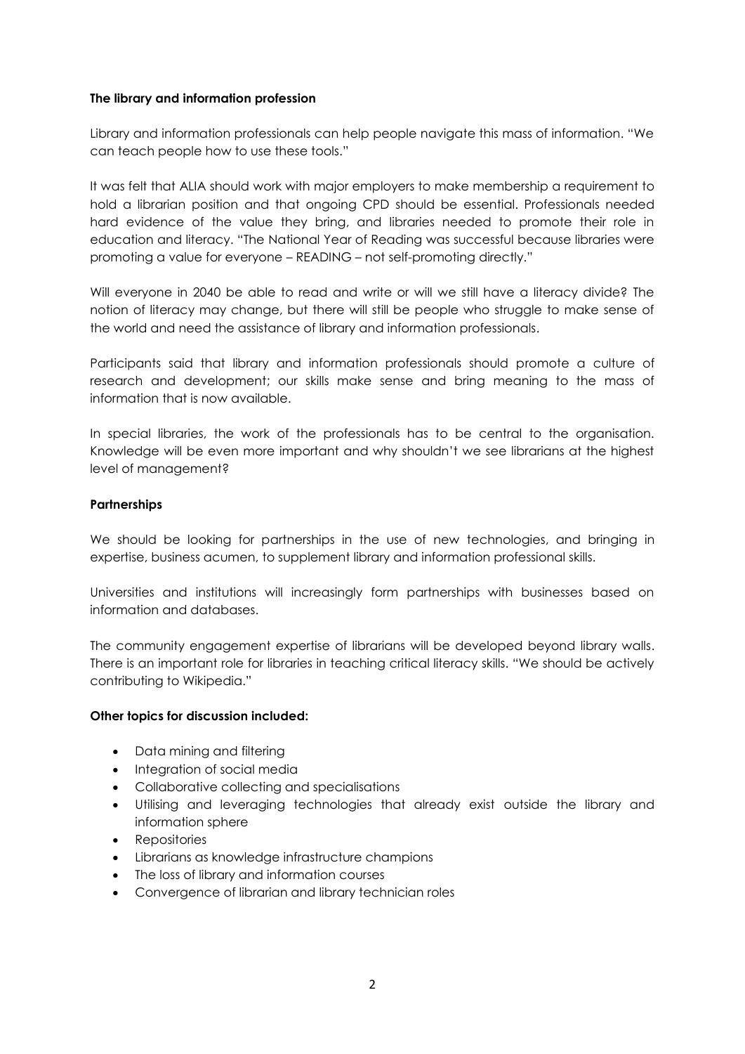**The library and information profession**

Library and information professionals can help people navigate this mass of information. "We can teach people how to use these tools."

It was felt that ALIA should work with major employers to make membership a requirement to hold a librarian position and that ongoing CPD should be essential. Professionals needed hard evidence of the value they bring, and libraries needed to promote their role in education and literacy. "The National Year of Reading was successful because libraries were promoting a value for everyone – READING – not self-promoting directly."

Will everyone in 2040 be able to read and write or will we still have a literacy divide? The notion of literacy may change, but there will still be people who struggle to make sense of the world and need the assistance of library and information professionals.

Participants said that library and information professionals should promote a culture of research and development; our skills make sense and bring meaning to the mass of information that is now available.

In special libraries, the work of the professionals has to be central to the organisation. Knowledge will be even more important and why shouldn't we see librarians at the highest level of management?

**Partnerships**

We should be looking for partnerships in the use of new technologies, and bringing in expertise, business acumen, to supplement library and information professional skills.

Universities and institutions will increasingly form partnerships with businesses based on information and databases.

The community engagement expertise of librarians will be developed beyond library walls. There is an important role for libraries in teaching critical literacy skills. "We should be actively contributing to Wikipedia."

**Other topics for discussion included:**

- Data mining and filtering
- Integration of social media
- Collaborative collecting and specialisations
- Utilising and leveraging technologies that already exist outside the library and information sphere
- Repositories
- Librarians as knowledge infrastructure champions
- The loss of library and information courses
- Convergence of librarian and library technician roles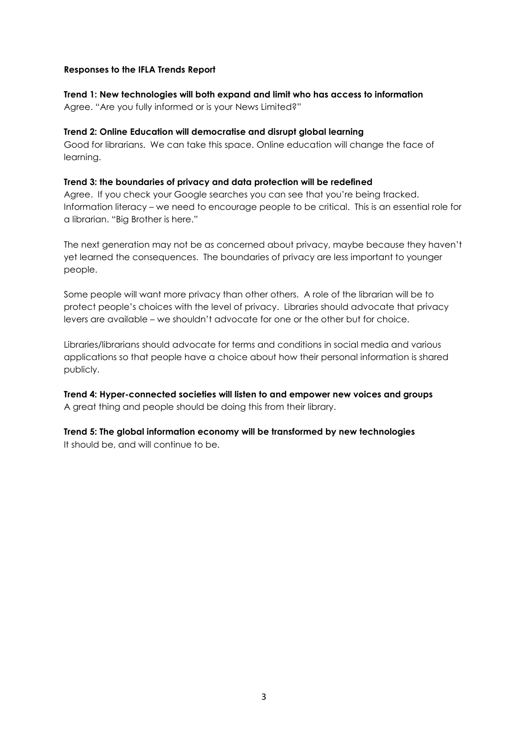**Responses to the IFLA Trends Report**

**Trend 1: New technologies will both expand and limit who has access to information**
Agree. "Are you fully informed or is your News Limited?"

**Trend 2: Online Education will democratise and disrupt global learning**
Good for librarians. We can take this space. Online education will change the face of learning.

**Trend 3: the boundaries of privacy and data protection will be redefined**
Agree. If you check your Google searches you can see that you're being tracked. Information literacy – we need to encourage people to be critical. This is an essential role for a librarian. "Big Brother is here."

The next generation may not be as concerned about privacy, maybe because they haven't yet learned the consequences. The boundaries of privacy are less important to younger people.

Some people will want more privacy than other others. A role of the librarian will be to protect people's choices with the level of privacy. Libraries should advocate that privacy levers are available – we shouldn't advocate for one or the other but for choice.

Libraries/librarians should advocate for terms and conditions in social media and various applications so that people have a choice about how their personal information is shared publicly.

**Trend 4: Hyper-connected societies will listen to and empower new voices and groups**
A great thing and people should be doing this from their library.

**Trend 5: The global information economy will be transformed by new technologies**
It should be, and will continue to be.